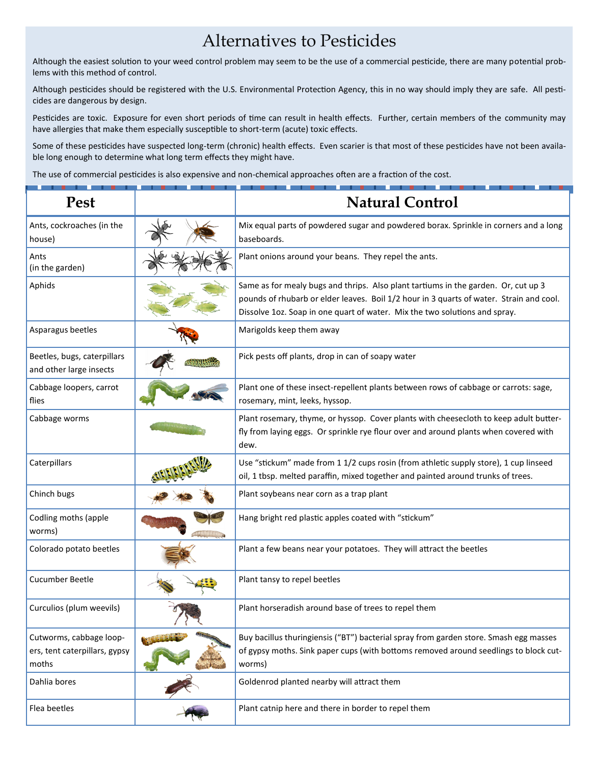# Alternatives to Pesticides

Although the easiest solution to your weed control problem may seem to be the use of a commercial pesticide, there are many potential problems with this method of control.

Although pesticides should be registered with the U.S. Environmental Protection Agency, this in no way should imply they are safe. All pesticides are dangerous by design.

Pesticides are toxic. Exposure for even short periods of time can result in health effects. Further, certain members of the community may have allergies that make them especially susceptible to short-term (acute) toxic effects.

Some of these pesticides have suspected long-term (chronic) health effects. Even scarier is that most of these pesticides have not been available long enough to determine what long term effects they might have.

The use of commercial pesticides is also expensive and non-chemical approaches often are a fraction of the cost.

| Pest | | Natural Control |
|---|---|---|
| Ants, cockroaches (in the house) | | Mix equal parts of powdered sugar and powdered borax. Sprinkle in corners and a long baseboards. |
| Ants (in the garden) | | Plant onions around your beans. They repel the ants. |
| Aphids | | Same as for mealy bugs and thrips. Also plant tartiums in the garden. Or, cut up 3 pounds of rhubarb or elder leaves. Boil 1/2 hour in 3 quarts of water. Strain and cool. Dissolve 1oz. Soap in one quart of water. Mix the two solutions and spray. |
| Asparagus beetles | | Marigolds keep them away |
| Beetles, bugs, caterpillars and other large insects | | Pick pests off plants, drop in can of soapy water |
| Cabbage loopers, carrot flies | | Plant one of these insect-repellent plants between rows of cabbage or carrots: sage, rosemary, mint, leeks, hyssop. |
| Cabbage worms | | Plant rosemary, thyme, or hyssop. Cover plants with cheesecloth to keep adult butterfly from laying eggs. Or sprinkle rye flour over and around plants when covered with dew. |
| Caterpillars | | Use "stickum" made from 1 1/2 cups rosin (from athletic supply store), 1 cup linseed oil, 1 tbsp. melted paraffin, mixed together and painted around trunks of trees. |
| Chinch bugs | | Plant soybeans near corn as a trap plant |
| Codling moths (apple worms) | | Hang bright red plastic apples coated with "stickum" |
| Colorado potato beetles | | Plant a few beans near your potatoes. They will attract the beetles |
| Cucumber Beetle | | Plant tansy to repel beetles |
| Curculios (plum weevils) | | Plant horseradish around base of trees to repel them |
| Cutworms, cabbage loopers, tent caterpillars, gypsy moths | | Buy bacillus thuringiensis ("BT") bacterial spray from garden store. Smash egg masses of gypsy moths. Sink paper cups (with bottoms removed around seedlings to block cutworms) |
| Dahlia bores | | Goldenrod planted nearby will attract them |
| Flea beetles | | Plant catnip here and there in border to repel them |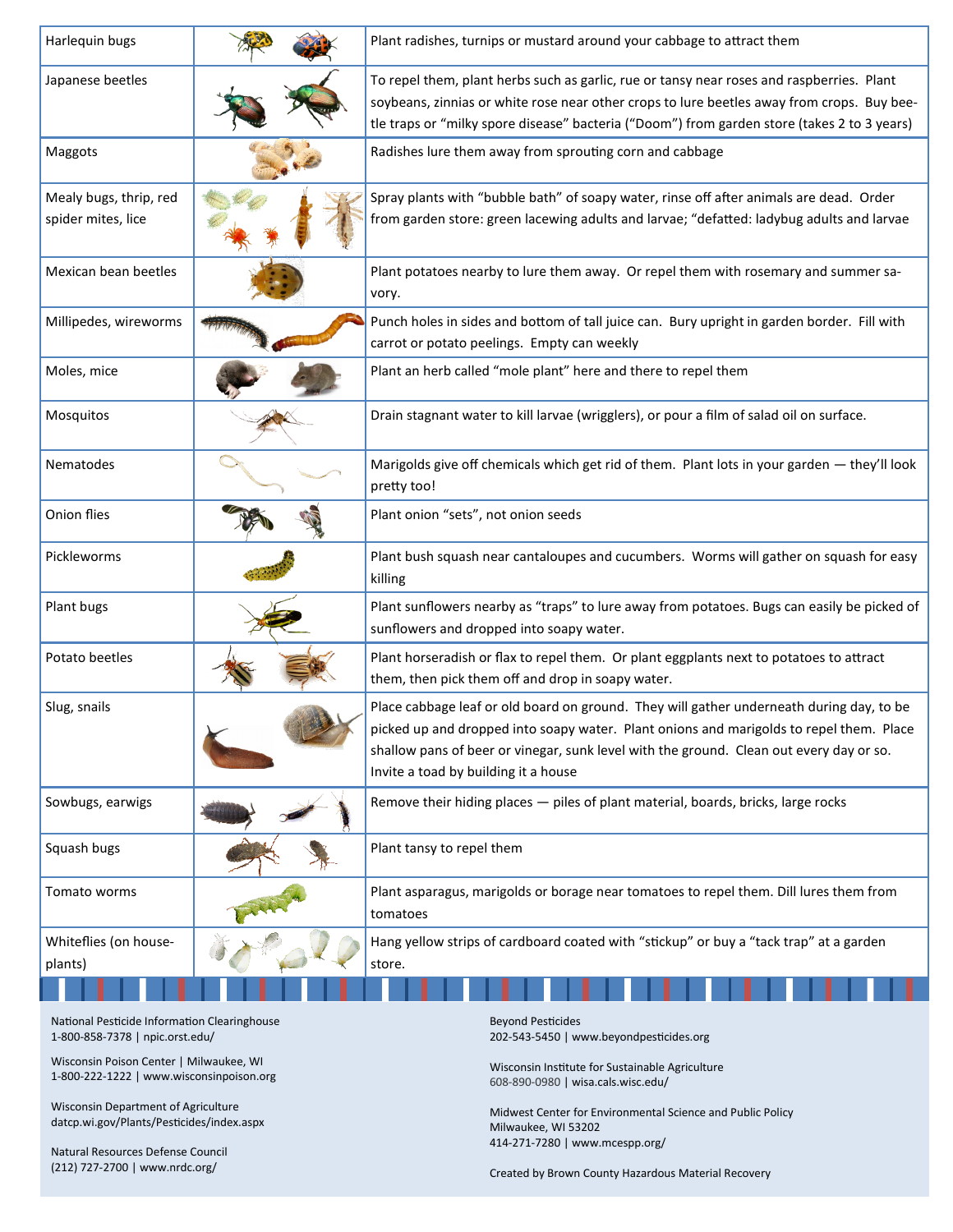| | | |
|---|---|---|
| Harlequin bugs | | Plant radishes, turnips or mustard around your cabbage to attract them |
| Japanese beetles | | To repel them, plant herbs such as garlic, rue or tansy near roses and raspberries. Plant soybeans, zinnias or white rose near other crops to lure beetles away from crops. Buy beetle traps or "milky spore disease" bacteria ("Doom") from garden store (takes 2 to 3 years) |
| Maggots | | Radishes lure them away from sprouting corn and cabbage |
| Mealy bugs, thrip, red spider mites, lice | | Spray plants with "bubble bath" of soapy water, rinse off after animals are dead. Order from garden store: green lacewing adults and larvae; "defatted: ladybug adults and larvae |
| Mexican bean beetles | | Plant potatoes nearby to lure them away. Or repel them with rosemary and summer savory. |
| Millipedes, wireworms | | Punch holes in sides and bottom of tall juice can. Bury upright in garden border. Fill with carrot or potato peelings. Empty can weekly |
| Moles, mice | | Plant an herb called "mole plant" here and there to repel them |
| Mosquitos | | Drain stagnant water to kill larvae (wrigglers), or pour a film of salad oil on surface. |
| Nematodes | | Marigolds give off chemicals which get rid of them. Plant lots in your garden — they'll look pretty too! |
| Onion flies | | Plant onion "sets", not onion seeds |
| Pickleworms | | Plant bush squash near cantaloupes and cucumbers. Worms will gather on squash for easy killing |
| Plant bugs | | Plant sunflowers nearby as "traps" to lure away from potatoes. Bugs can easily be picked of sunflowers and dropped into soapy water. |
| Potato beetles | | Plant horseradish or flax to repel them. Or plant eggplants next to potatoes to attract them, then pick them off and drop in soapy water. |
| Slug, snails | | Place cabbage leaf or old board on ground. They will gather underneath during day, to be picked up and dropped into soapy water. Plant onions and marigolds to repel them. Place shallow pans of beer or vinegar, sunk level with the ground. Clean out every day or so. Invite a toad by building it a house |
| Sowbugs, earwigs | | Remove their hiding places — piles of plant material, boards, bricks, large rocks |
| Squash bugs | | Plant tansy to repel them |
| Tomato worms | | Plant asparagus, marigolds or borage near tomatoes to repel them. Dill lures them from tomatoes |
| Whiteflies (on houseplants) | | Hang yellow strips of cardboard coated with "stickup" or buy a "tack trap" at a garden store. |

National Pesticide Information Clearinghouse
1-800-858-7378 | npic.orst.edu/

Wisconsin Poison Center | Milwaukee, WI
1-800-222-1222 | www.wisconsinpoison.org

Wisconsin Department of Agriculture
datcp.wi.gov/Plants/Pesticides/index.aspx

Natural Resources Defense Council
(212) 727-2700 | www.nrdc.org/

Beyond Pesticides
202-543-5450 | www.beyondpesticides.org

Wisconsin Institute for Sustainable Agriculture
608-890-0980 | wisa.cals.wisc.edu/

Midwest Center for Environmental Science and Public Policy
Milwaukee, WI 53202
414-271-7280 | www.mcespp.org/

Created by Brown County Hazardous Material Recovery